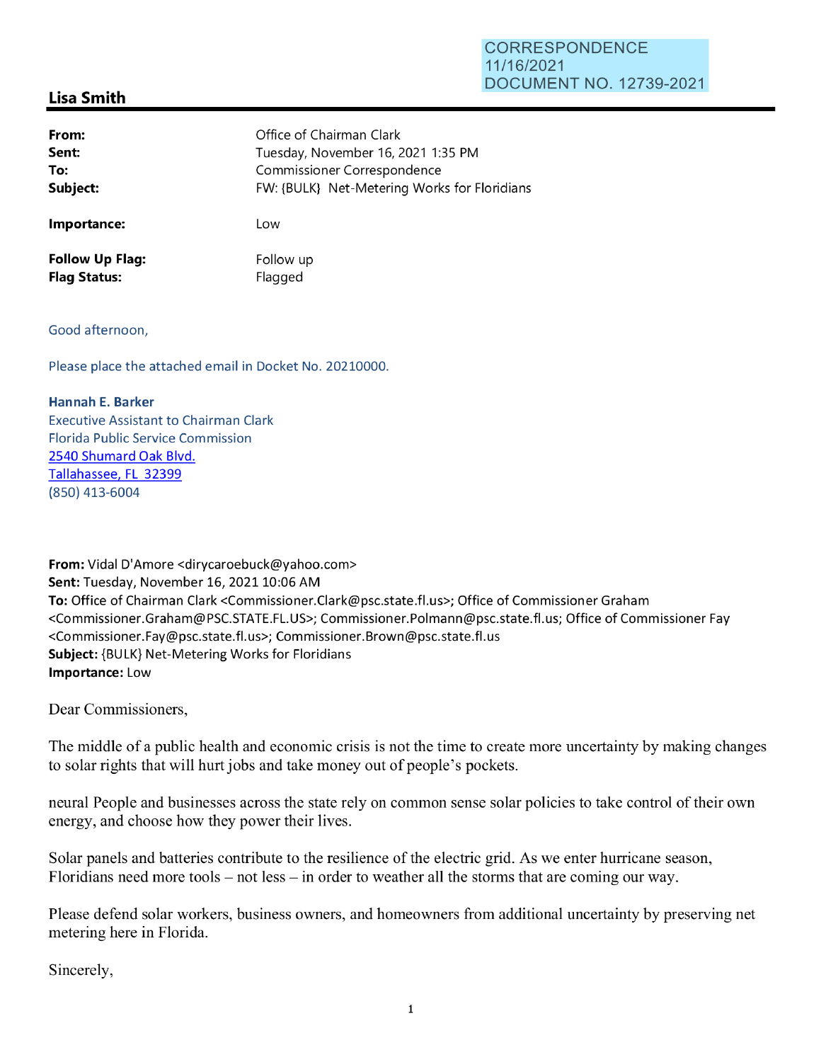CORRESPONDENCE
11/16/2021
DOCUMENT NO. 12739-2021

## Lisa Smith

| | |
|---|---|
| **From:** | Office of Chairman Clark |
| **Sent:** | Tuesday, November 16, 2021 1:35 PM |
| **To:** | Commissioner Correspondence |
| **Subject:** | FW: {BULK} Net-Metering Works for Floridians |
| **Importance:** | Low |
| **Follow Up Flag:** | Follow up |
| **Flag Status:** | Flagged |

Good afternoon,

Please place the attached email in Docket No. 20210000.

**Hannah E. Barker**
Executive Assistant to Chairman Clark
Florida Public Service Commission
2540 Shumard Oak Blvd.
Tallahassee, FL 32399
(850) 413-6004

**From:** Vidal D'Amore <dirycaroebuck@yahoo.com>
**Sent:** Tuesday, November 16, 2021 10:06 AM
**To:** Office of Chairman Clark <Commissioner.Clark@psc.state.fl.us>; Office of Commissioner Graham <Commissioner.Graham@PSC.STATE.FL.US>; Commissioner.Polmann@psc.state.fl.us; Office of Commissioner Fay <Commissioner.Fay@psc.state.fl.us>; Commissioner.Brown@psc.state.fl.us
**Subject:** {BULK} Net-Metering Works for Floridians
**Importance:** Low

Dear Commissioners,

The middle of a public health and economic crisis is not the time to create more uncertainty by making changes to solar rights that will hurt jobs and take money out of people's pockets.

neural People and businesses across the state rely on common sense solar policies to take control of their own energy, and choose how they power their lives.

Solar panels and batteries contribute to the resilience of the electric grid. As we enter hurricane season, Floridians need more tools – not less – in order to weather all the storms that are coming our way.

Please defend solar workers, business owners, and homeowners from additional uncertainty by preserving net metering here in Florida.

Sincerely,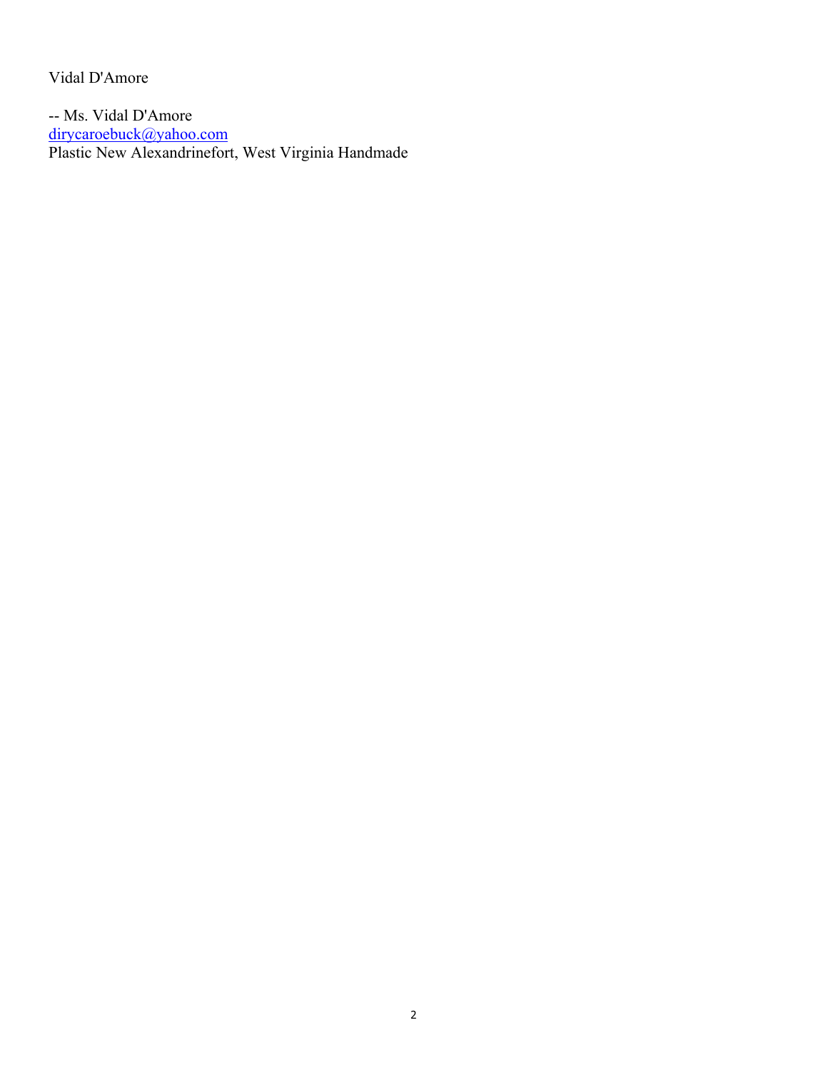Vidal D'Amore

-- Ms. Vidal D'Amore  
dirycaroebuck@yahoo.com  
Plastic New Alexandrinefort, West Virginia Handmade